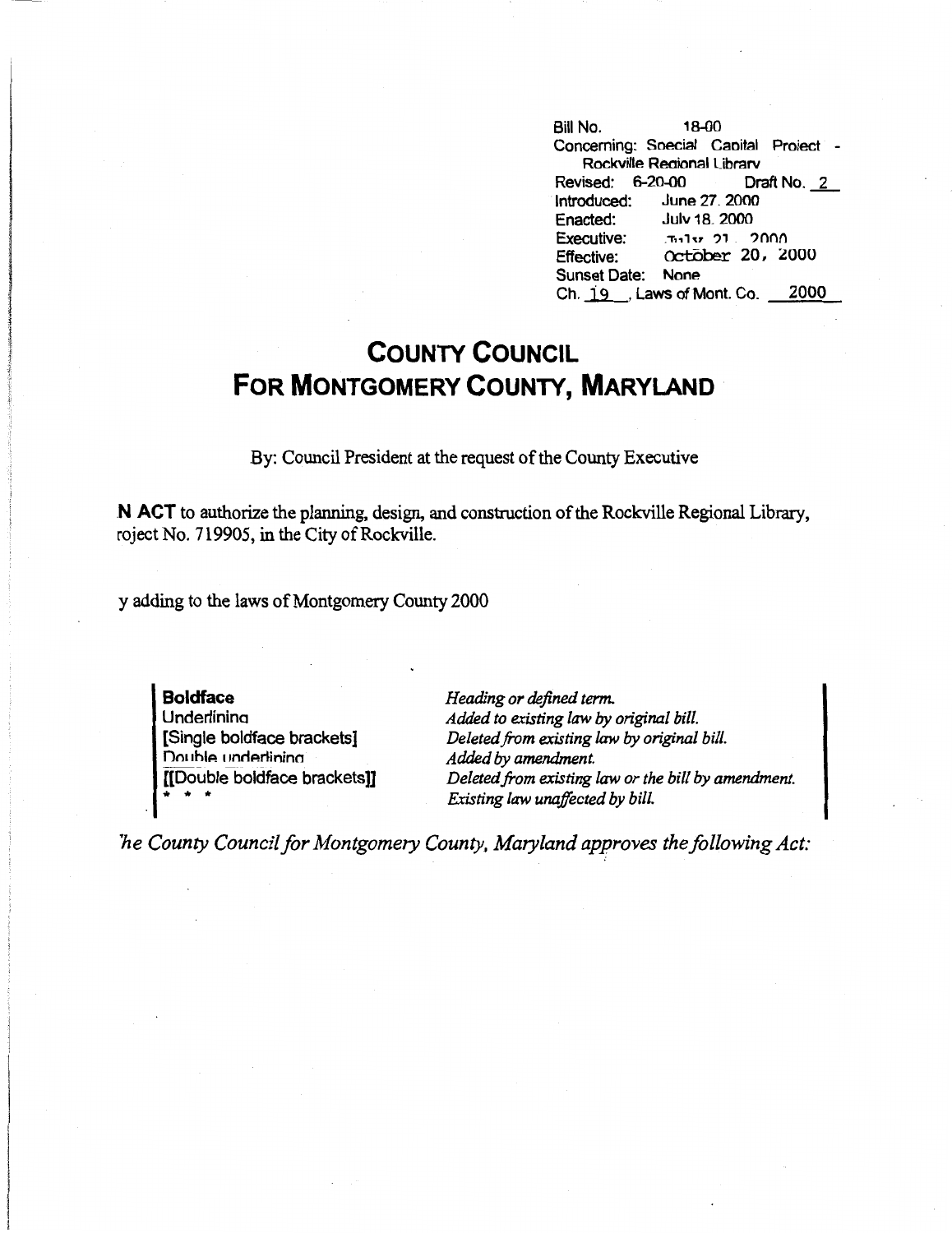Bill No. 18-00
Concerning: Special Capital Project - Rockville Regional Library
Revised: 6-20-00 Draft No. 2
Introduced: June 27, 2000
Enacted: July 18, 2000
Executive: July 21, 2000
Effective: October 20, 2000
Sunset Date: None
Ch. 19, Laws of Mont. Co. 2000

# COUNTY COUNCIL
# FOR MONTGOMERY COUNTY, MARYLAND

By: Council President at the request of the County Executive

**N ACT** to authorize the planning, design, and construction of the Rockville Regional Library, roject No. 719905, in the City of Rockville.

y adding to the laws of Montgomery County 2000

| | |
|---|---|
| **Boldface** | *Heading or defined term.* |
| Underlining | *Added to existing law by original bill.* |
| [Single boldface brackets] | *Deleted from existing law by original bill.* |
| Double underlining | *Added by amendment.* |
| [[Double boldface brackets]] | *Deleted from existing law or the bill by amendment.* |
| * * * | *Existing law unaffected by bill.* |

*he County Council for Montgomery County, Maryland approves the following Act:*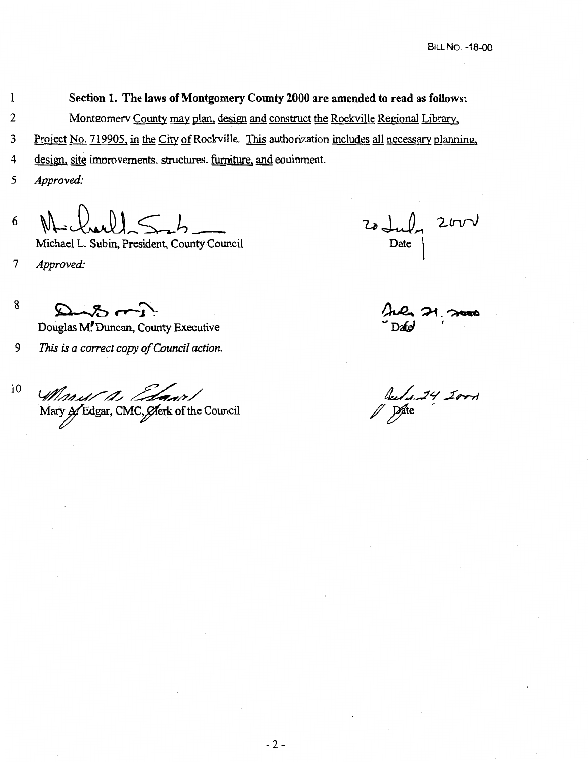1 **Section 1. The laws of Montgomery County 2000 are amended to read as follows:**

2 Montgomery County may plan, design and construct the Rockville Regional Library,

3 Project No. 719905, in the City of Rockville. This authorization includes all necessary planning,

4 design, site improvements, structures, furniture, and equipment.

5 *Approved:*

6 Michael L. Subin, President, County Council — 20 July 2000 Date

7 *Approved:*

8 Douglas M. Duncan, County Executive — July 21, 2000 Date

9 *This is a correct copy of Council action.*

10 Mary A. Edgar, CMC, Clerk of the Council — July 24 2000 Date